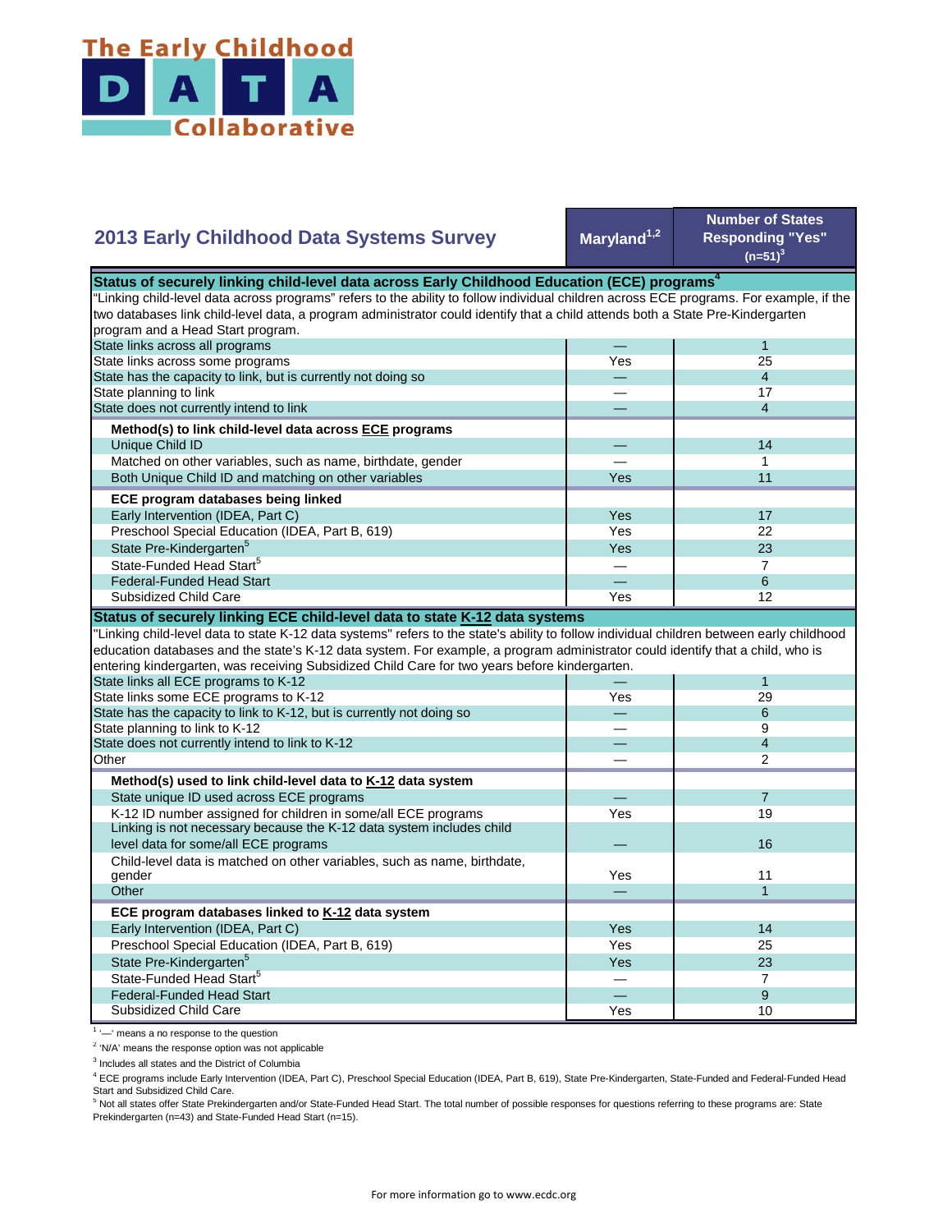The Early Childhood DATA Collaborative

## 2013 Early Childhood Data Systems Survey

| | Maryland[1,2] | Number of States Responding "Yes" (n=51)[3] |
|---|---|---|
| **Status of securely linking child-level data across Early Childhood Education (ECE) programs[4]** | | |
| "Linking child-level data across programs" refers to the ability to follow individual children across ECE programs. For example, if the two databases link child-level data, a program administrator could identify that a child attends both a State Pre-Kindergarten program and a Head Start program. | | |
| State links across all programs | — | 1 |
| State links across some programs | Yes | 25 |
| State has the capacity to link, but is currently not doing so | — | 4 |
| State planning to link | — | 17 |
| State does not currently intend to link | — | 4 |
| **Method(s) to link child-level data across ECE programs** | | |
| Unique Child ID | — | 14 |
| Matched on other variables, such as name, birthdate, gender | — | 1 |
| Both Unique Child ID and matching on other variables | Yes | 11 |
| **ECE program databases being linked** | | |
| Early Intervention (IDEA, Part C) | Yes | 17 |
| Preschool Special Education (IDEA, Part B, 619) | Yes | 22 |
| State Pre-Kindergarten[5] | Yes | 23 |
| State-Funded Head Start[5] | — | 7 |
| Federal-Funded Head Start | — | 6 |
| Subsidized Child Care | Yes | 12 |
| **Status of securely linking ECE child-level data to state K-12 data systems** | | |
| "Linking child-level data to state K-12 data systems" refers to the state's ability to follow individual children between early childhood education databases and the state's K-12 data system. For example, a program administrator could identify that a child, who is entering kindergarten, was receiving Subsidized Child Care for two years before kindergarten. | | |
| State links all ECE programs to K-12 | — | 1 |
| State links some ECE programs to K-12 | Yes | 29 |
| State has the capacity to link to K-12, but is currently not doing so | — | 6 |
| State planning to link to K-12 | — | 9 |
| State does not currently intend to link to K-12 | — | 4 |
| Other | — | 2 |
| **Method(s) used to link child-level data to K-12 data system** | | |
| State unique ID used across ECE programs | — | 7 |
| K-12 ID number assigned for children in some/all ECE programs | Yes | 19 |
| Linking is not necessary because the K-12 data system includes child level data for some/all ECE programs | — | 16 |
| Child-level data is matched on other variables, such as name, birthdate, gender | Yes | 11 |
| Other | — | 1 |
| **ECE program databases linked to K-12 data system** | | |
| Early Intervention (IDEA, Part C) | Yes | 14 |
| Preschool Special Education (IDEA, Part B, 619) | Yes | 25 |
| State Pre-Kindergarten[5] | Yes | 23 |
| State-Funded Head Start[5] | — | 7 |
| Federal-Funded Head Start | — | 9 |
| Subsidized Child Care | Yes | 10 |

[1] '—' means a no response to the question

[2] 'N/A' means the response option was not applicable

[3] Includes all states and the District of Columbia

[4] ECE programs include Early Intervention (IDEA, Part C), Preschool Special Education (IDEA, Part B, 619), State Pre-Kindergarten, State-Funded and Federal-Funded Head Start and Subsidized Child Care.

[5] Not all states offer State Prekindergarten and/or State-Funded Head Start. The total number of possible responses for questions referring to these programs are: State Prekindergarten (n=43) and State-Funded Head Start (n=15).

For more information go to www.ecdc.org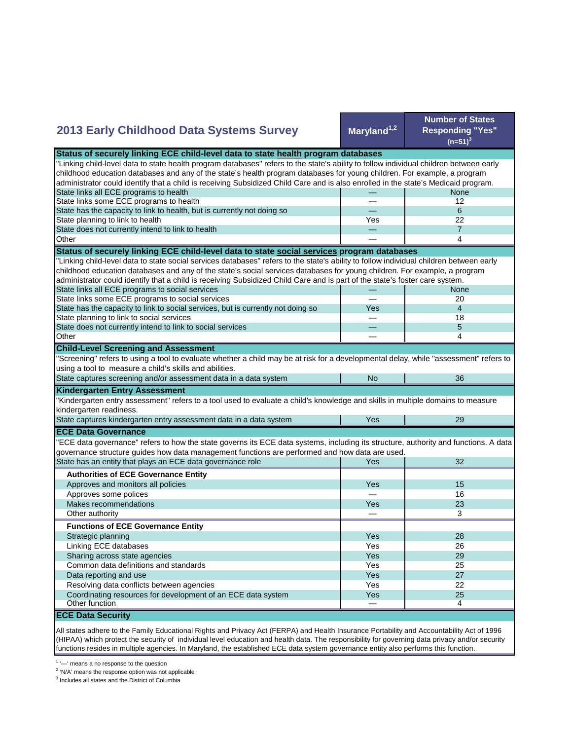# 2013 Early Childhood Data Systems Survey

| | Maryland[1,2] | Number of States Responding "Yes" (n=51)[3] |
|---|---|---|
| **Status of securely linking ECE child-level data to state health program databases** | | |
| "Linking child-level data to state health program databases" refers to the state's ability to follow individual children between early childhood education databases and any of the state's health program databases for young children. For example, a program administrator could identify that a child is receiving Subsidized Child Care and is also enrolled in the state's Medicaid program. | | |
| State links all ECE programs to health | — | None |
| State links some ECE programs to health | — | 12 |
| State has the capacity to link to health, but is currently not doing so | — | 6 |
| State planning to link to health | Yes | 22 |
| State does not currently intend to link to health | — | 7 |
| Other | — | 4 |
| **Status of securely linking ECE child-level data to state social services program databases** | | |
| "Linking child-level data to state social services databases" refers to the state's ability to follow individual children between early childhood education databases and any of the state's social services databases for young children. For example, a program administrator could identify that a child is receiving Subsidized Child Care and is part of the state's foster care system. | | |
| State links all ECE programs to social services | — | None |
| State links some ECE programs to social services | — | 20 |
| State has the capacity to link to social services, but is currently not doing so | Yes | 4 |
| State planning to link to social services | — | 18 |
| State does not currently intend to link to social services | — | 5 |
| Other | — | 4 |
| **Child-Level Screening and Assessment** | | |
| "Screening" refers to using a tool to evaluate whether a child may be at risk for a developmental delay, while "assessment" refers to using a tool to measure a child's skills and abilities. | | |
| State captures screening and/or assessment data in a data system | No | 36 |
| **Kindergarten Entry Assessment** | | |
| "Kindergarten entry assessment" refers to a tool used to evaluate a child's knowledge and skills in multiple domains to measure kindergarten readiness. | | |
| State captures kindergarten entry assessment data in a data system | Yes | 29 |
| **ECE Data Governance** | | |
| "ECE data governance" refers to how the state governs its ECE data systems, including its structure, authority and functions. A data governance structure guides how data management functions are performed and how data are used. | | |
| State has an entity that plays an ECE data governance role | Yes | 32 |
| **Authorities of ECE Governance Entity** | | |
| Approves and monitors all policies | Yes | 15 |
| Approves some polices | — | 16 |
| Makes recommendations | Yes | 23 |
| Other authority | — | 3 |
| **Functions of ECE Governance Entity** | | |
| Strategic planning | Yes | 28 |
| Linking ECE databases | Yes | 26 |
| Sharing across state agencies | Yes | 29 |
| Common data definitions and standards | Yes | 25 |
| Data reporting and use | Yes | 27 |
| Resolving data conflicts between agencies | Yes | 22 |
| Coordinating resources for development of an ECE data system | Yes | 25 |
| Other function | — | 4 |

**ECE Data Security**

All states adhere to the Family Educational Rights and Privacy Act (FERPA) and Health Insurance Portability and Accountability Act of 1996 (HIPAA) which protect the security of individual level education and health data. The responsibility for governing data privacy and/or security functions resides in multiple agencies. In Maryland, the established ECE data system governance entity also performs this function.

[1] '—' means a no response to the question

[2] 'N/A' means the response option was not applicable

[3] Includes all states and the District of Columbia